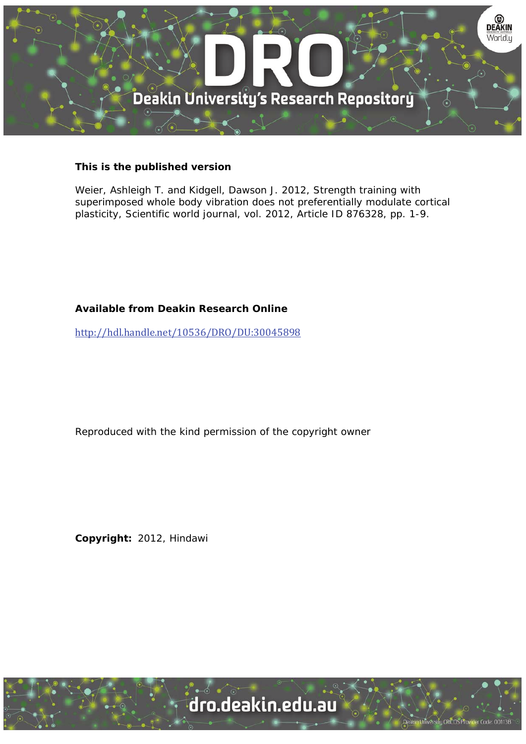**This is the published version**

Weier, Ashleigh T. and Kidgell, Dawson J. 2012, Strength training with superimposed whole body vibration does not preferentially modulate cortical plasticity, Scientific world journal, vol. 2012, Article ID 876328, pp. 1-9.

**Available from Deakin Research Online**

http://hdl.handle.net/10536/DRO/DU:30045898

Reproduced with the kind permission of the copyright owner

**Copyright:** 2012, Hindawi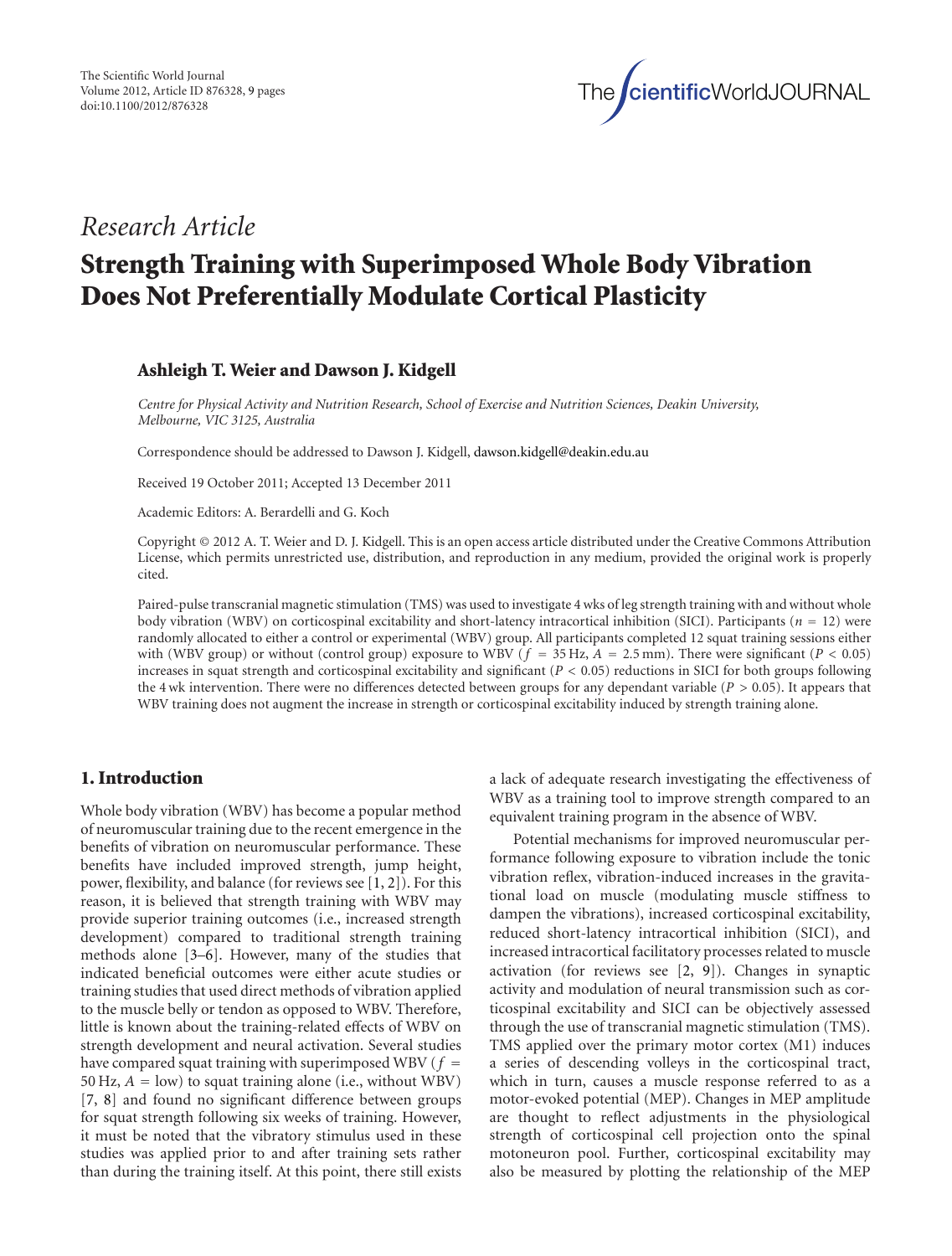# Research Article

# Strength Training with Superimposed Whole Body Vibration Does Not Preferentially Modulate Cortical Plasticity

**Ashleigh T. Weier and Dawson J. Kidgell**

*Centre for Physical Activity and Nutrition Research, School of Exercise and Nutrition Sciences, Deakin University, Melbourne, VIC 3125, Australia*

Correspondence should be addressed to Dawson J. Kidgell, dawson.kidgell@deakin.edu.au

Received 19 October 2011; Accepted 13 December 2011

Academic Editors: A. Berardelli and G. Koch

Copyright © 2012 A. T. Weier and D. J. Kidgell. This is an open access article distributed under the Creative Commons Attribution License, which permits unrestricted use, distribution, and reproduction in any medium, provided the original work is properly cited.

Paired-pulse transcranial magnetic stimulation (TMS) was used to investigate 4 wks of leg strength training with and without whole body vibration (WBV) on corticospinal excitability and short-latency intracortical inhibition (SICI). Participants ($n = 12$) were randomly allocated to either a control or experimental (WBV) group. All participants completed 12 squat training sessions either with (WBV group) or without (control group) exposure to WBV ($f = 35$ Hz, $A = 2.5$ mm). There were significant ($P < 0.05$) increases in squat strength and corticospinal excitability and significant ($P < 0.05$) reductions in SICI for both groups following the 4 wk intervention. There were no differences detected between groups for any dependant variable ($P > 0.05$). It appears that WBV training does not augment the increase in strength or corticospinal excitability induced by strength training alone.

## 1. Introduction

Whole body vibration (WBV) has become a popular method of neuromuscular training due to the recent emergence in the benefits of vibration on neuromuscular performance. These benefits have included improved strength, jump height, power, flexibility, and balance (for reviews see [1, 2]). For this reason, it is believed that strength training with WBV may provide superior training outcomes (i.e., increased strength development) compared to traditional strength training methods alone [3–6]. However, many of the studies that indicated beneficial outcomes were either acute studies or training studies that used direct methods of vibration applied to the muscle belly or tendon as opposed to WBV. Therefore, little is known about the training-related effects of WBV on strength development and neural activation. Several studies have compared squat training with superimposed WBV ($f = 50$ Hz, $A =$ low) to squat training alone (i.e., without WBV) [7, 8] and found no significant difference between groups for squat strength following six weeks of training. However, it must be noted that the vibratory stimulus used in these studies was applied prior to and after training sets rather than during the training itself. At this point, there still exists a lack of adequate research investigating the effectiveness of WBV as a training tool to improve strength compared to an equivalent training program in the absence of WBV.

Potential mechanisms for improved neuromuscular performance following exposure to vibration include the tonic vibration reflex, vibration-induced increases in the gravitational load on muscle (modulating muscle stiffness to dampen the vibrations), increased corticospinal excitability, reduced short-latency intracortical inhibition (SICI), and increased intracortical facilitatory processes related to muscle activation (for reviews see [2, 9]). Changes in synaptic activity and modulation of neural transmission such as corticospinal excitability and SICI can be objectively assessed through the use of transcranial magnetic stimulation (TMS). TMS applied over the primary motor cortex (M1) induces a series of descending volleys in the corticospinal tract, which in turn, causes a muscle response referred to as a motor-evoked potential (MEP). Changes in MEP amplitude are thought to reflect adjustments in the physiological strength of corticospinal cell projection onto the spinal motoneuron pool. Further, corticospinal excitability may also be measured by plotting the relationship of the MEP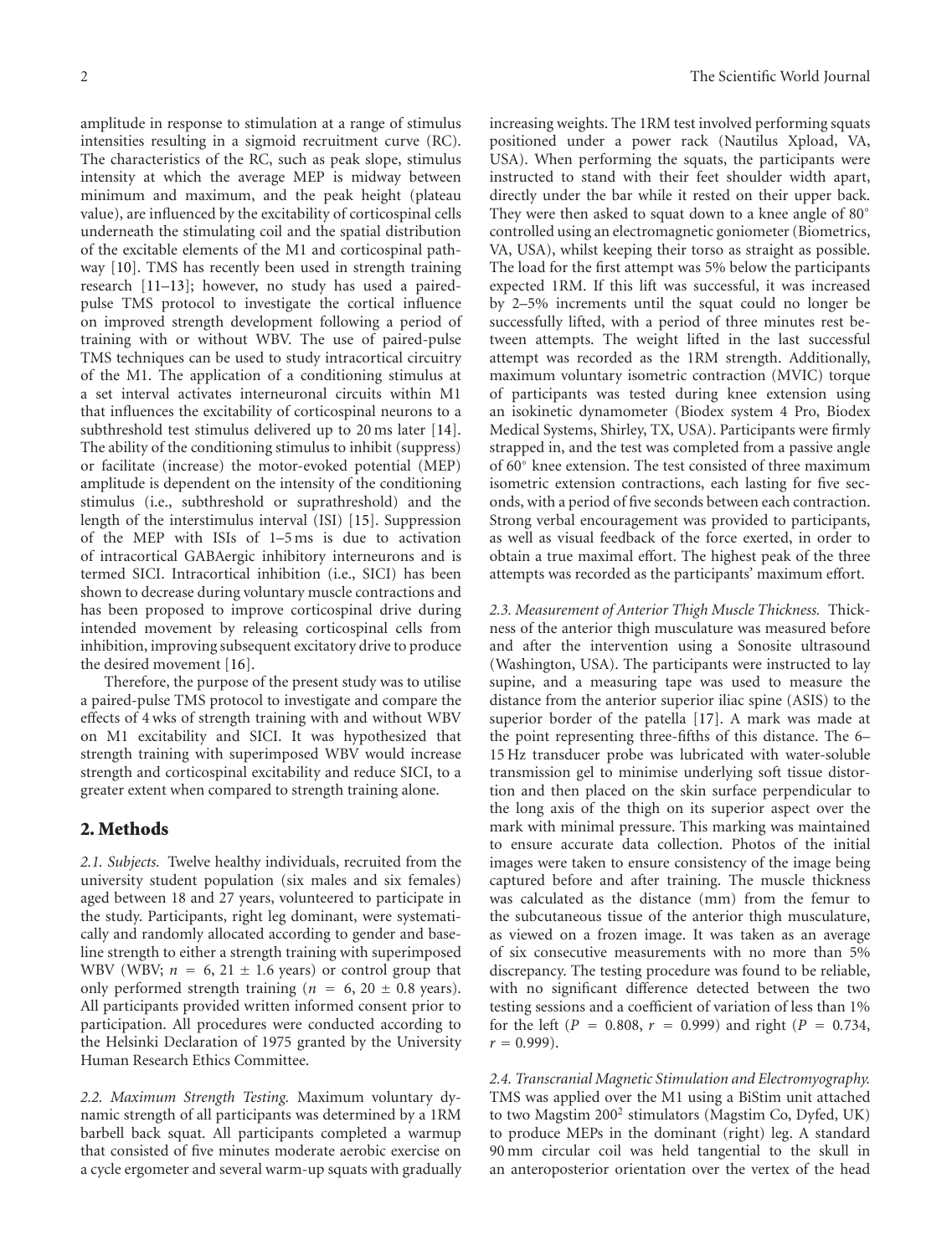amplitude in response to stimulation at a range of stimulus intensities resulting in a sigmoid recruitment curve (RC). The characteristics of the RC, such as peak slope, stimulus intensity at which the average MEP is midway between minimum and maximum, and the peak height (plateau value), are influenced by the excitability of corticospinal cells underneath the stimulating coil and the spatial distribution of the excitable elements of the M1 and corticospinal pathway [10]. TMS has recently been used in strength training research [11–13]; however, no study has used a paired-pulse TMS protocol to investigate the cortical influence on improved strength development following a period of training with or without WBV. The use of paired-pulse TMS techniques can be used to study intracortical circuitry of the M1. The application of a conditioning stimulus at a set interval activates interneuronal circuits within M1 that influences the excitability of corticospinal neurons to a subthreshold test stimulus delivered up to 20 ms later [14]. The ability of the conditioning stimulus to inhibit (suppress) or facilitate (increase) the motor-evoked potential (MEP) amplitude is dependent on the intensity of the conditioning stimulus (i.e., subthreshold or suprathreshold) and the length of the interstimulus interval (ISI) [15]. Suppression of the MEP with ISIs of 1–5 ms is due to activation of intracortical GABAergic inhibitory interneurons and is termed SICI. Intracortical inhibition (i.e., SICI) has been shown to decrease during voluntary muscle contractions and has been proposed to improve corticospinal drive during intended movement by releasing corticospinal cells from inhibition, improving subsequent excitatory drive to produce the desired movement [16].

Therefore, the purpose of the present study was to utilise a paired-pulse TMS protocol to investigate and compare the effects of 4 wks of strength training with and without WBV on M1 excitability and SICI. It was hypothesized that strength training with superimposed WBV would increase strength and corticospinal excitability and reduce SICI, to a greater extent when compared to strength training alone.

## 2. Methods

*2.1. Subjects.* Twelve healthy individuals, recruited from the university student population (six males and six females) aged between 18 and 27 years, volunteered to participate in the study. Participants, right leg dominant, were systematically and randomly allocated according to gender and baseline strength to either a strength training with superimposed WBV (WBV; $n = 6$, $21 \pm 1.6$ years) or control group that only performed strength training ($n = 6$, $20 \pm 0.8$ years). All participants provided written informed consent prior to participation. All procedures were conducted according to the Helsinki Declaration of 1975 granted by the University Human Research Ethics Committee.

*2.2. Maximum Strength Testing.* Maximum voluntary dynamic strength of all participants was determined by a 1RM barbell back squat. All participants completed a warmup that consisted of five minutes moderate aerobic exercise on a cycle ergometer and several warm-up squats with gradually increasing weights. The 1RM test involved performing squats positioned under a power rack (Nautilus Xpload, VA, USA). When performing the squats, the participants were instructed to stand with their feet shoulder width apart, directly under the bar while it rested on their upper back. They were then asked to squat down to a knee angle of 80° controlled using an electromagnetic goniometer (Biometrics, VA, USA), whilst keeping their torso as straight as possible. The load for the first attempt was 5% below the participants expected 1RM. If this lift was successful, it was increased by 2–5% increments until the squat could no longer be successfully lifted, with a period of three minutes rest between attempts. The weight lifted in the last successful attempt was recorded as the 1RM strength. Additionally, maximum voluntary isometric contraction (MVIC) torque of participants was tested during knee extension using an isokinetic dynamometer (Biodex system 4 Pro, Biodex Medical Systems, Shirley, TX, USA). Participants were firmly strapped in, and the test was completed from a passive angle of 60° knee extension. The test consisted of three maximum isometric extension contractions, each lasting for five seconds, with a period of five seconds between each contraction. Strong verbal encouragement was provided to participants, as well as visual feedback of the force exerted, in order to obtain a true maximal effort. The highest peak of the three attempts was recorded as the participants' maximum effort.

*2.3. Measurement of Anterior Thigh Muscle Thickness.* Thickness of the anterior thigh musculature was measured before and after the intervention using a Sonosite ultrasound (Washington, USA). The participants were instructed to lay supine, and a measuring tape was used to measure the distance from the anterior superior iliac spine (ASIS) to the superior border of the patella [17]. A mark was made at the point representing three-fifths of this distance. The 6–15 Hz transducer probe was lubricated with water-soluble transmission gel to minimise underlying soft tissue distortion and then placed on the skin surface perpendicular to the long axis of the thigh on its superior aspect over the mark with minimal pressure. This marking was maintained to ensure accurate data collection. Photos of the initial images were taken to ensure consistency of the image being captured before and after training. The muscle thickness was calculated as the distance (mm) from the femur to the subcutaneous tissue of the anterior thigh musculature, as viewed on a frozen image. It was taken as an average of six consecutive measurements with no more than 5% discrepancy. The testing procedure was found to be reliable, with no significant difference detected between the two testing sessions and a coefficient of variation of less than 1% for the left ($P = 0.808$, $r = 0.999$) and right ($P = 0.734$, $r = 0.999$).

*2.4. Transcranial Magnetic Stimulation and Electromyography.* TMS was applied over the M1 using a BiStim unit attached to two Magstim 200$^2$ stimulators (Magstim Co, Dyfed, UK) to produce MEPs in the dominant (right) leg. A standard 90 mm circular coil was held tangential to the skull in an anteroposterior orientation over the vertex of the head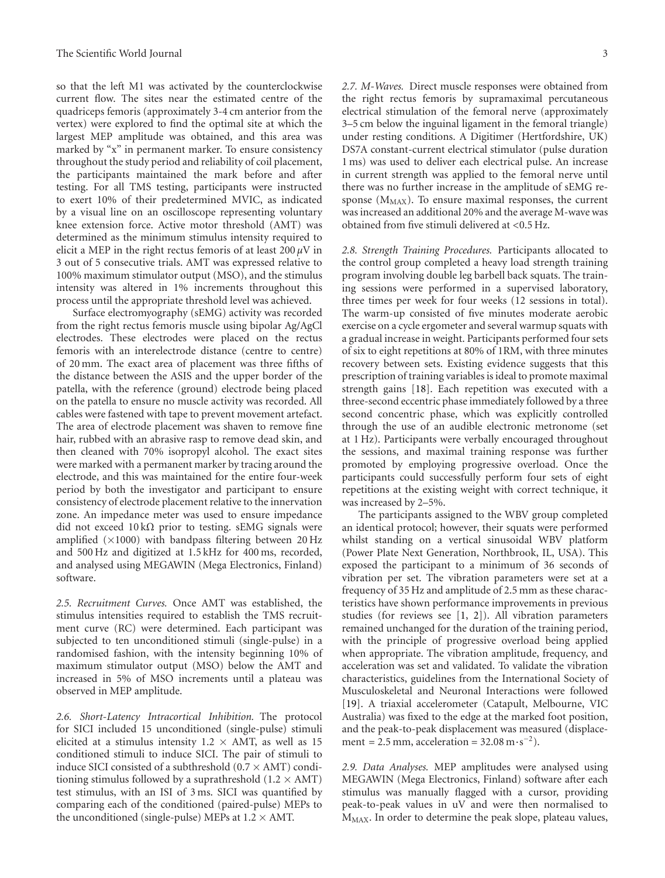so that the left M1 was activated by the counterclockwise current flow. The sites near the estimated centre of the quadriceps femoris (approximately 3-4 cm anterior from the vertex) were explored to find the optimal site at which the largest MEP amplitude was obtained, and this area was marked by "x" in permanent marker. To ensure consistency throughout the study period and reliability of coil placement, the participants maintained the mark before and after testing. For all TMS testing, participants were instructed to exert 10% of their predetermined MVIC, as indicated by a visual line on an oscilloscope representing voluntary knee extension force. Active motor threshold (AMT) was determined as the minimum stimulus intensity required to elicit a MEP in the right rectus femoris of at least 200 $\mu$V in 3 out of 5 consecutive trials. AMT was expressed relative to 100% maximum stimulator output (MSO), and the stimulus intensity was altered in 1% increments throughout this process until the appropriate threshold level was achieved.

Surface electromyography (sEMG) activity was recorded from the right rectus femoris muscle using bipolar Ag/AgCl electrodes. These electrodes were placed on the rectus femoris with an interelectrode distance (centre to centre) of 20 mm. The exact area of placement was three fifths of the distance between the ASIS and the upper border of the patella, with the reference (ground) electrode being placed on the patella to ensure no muscle activity was recorded. All cables were fastened with tape to prevent movement artefact. The area of electrode placement was shaven to remove fine hair, rubbed with an abrasive rasp to remove dead skin, and then cleaned with 70% isopropyl alcohol. The exact sites were marked with a permanent marker by tracing around the electrode, and this was maintained for the entire four-week period by both the investigator and participant to ensure consistency of electrode placement relative to the innervation zone. An impedance meter was used to ensure impedance did not exceed 10 k$\Omega$ prior to testing. sEMG signals were amplified ($\times$1000) with bandpass filtering between 20 Hz and 500 Hz and digitized at 1.5 kHz for 400 ms, recorded, and analysed using MEGAWIN (Mega Electronics, Finland) software.

*2.5. Recruitment Curves.* Once AMT was established, the stimulus intensities required to establish the TMS recruitment curve (RC) were determined. Each participant was subjected to ten unconditioned stimuli (single-pulse) in a randomised fashion, with the intensity beginning 10% of maximum stimulator output (MSO) below the AMT and increased in 5% of MSO increments until a plateau was observed in MEP amplitude.

*2.6. Short-Latency Intracortical Inhibition.* The protocol for SICI included 15 unconditioned (single-pulse) stimuli elicited at a stimulus intensity 1.2 $\times$ AMT, as well as 15 conditioned stimuli to induce SICI. The pair of stimuli to induce SICI consisted of a subthreshold (0.7 $\times$ AMT) conditioning stimulus followed by a suprathreshold (1.2 $\times$ AMT) test stimulus, with an ISI of 3 ms. SICI was quantified by comparing each of the conditioned (paired-pulse) MEPs to the unconditioned (single-pulse) MEPs at 1.2 $\times$ AMT.

*2.7. M-Waves.* Direct muscle responses were obtained from the right rectus femoris by supramaximal percutaneous electrical stimulation of the femoral nerve (approximately 3–5 cm below the inguinal ligament in the femoral triangle) under resting conditions. A Digitimer (Hertfordshire, UK) DS7A constant-current electrical stimulator (pulse duration 1 ms) was used to deliver each electrical pulse. An increase in current strength was applied to the femoral nerve until there was no further increase in the amplitude of sEMG response ($M_{MAX}$). To ensure maximal responses, the current was increased an additional 20% and the average M-wave was obtained from five stimuli delivered at <0.5 Hz.

*2.8. Strength Training Procedures.* Participants allocated to the control group completed a heavy load strength training program involving double leg barbell back squats. The training sessions were performed in a supervised laboratory, three times per week for four weeks (12 sessions in total). The warm-up consisted of five minutes moderate aerobic exercise on a cycle ergometer and several warmup squats with a gradual increase in weight. Participants performed four sets of six to eight repetitions at 80% of 1RM, with three minutes recovery between sets. Existing evidence suggests that this prescription of training variables is ideal to promote maximal strength gains [18]. Each repetition was executed with a three-second eccentric phase immediately followed by a three second concentric phase, which was explicitly controlled through the use of an audible electronic metronome (set at 1 Hz). Participants were verbally encouraged throughout the sessions, and maximal training response was further promoted by employing progressive overload. Once the participants could successfully perform four sets of eight repetitions at the existing weight with correct technique, it was increased by 2–5%.

The participants assigned to the WBV group completed an identical protocol; however, their squats were performed whilst standing on a vertical sinusoidal WBV platform (Power Plate Next Generation, Northbrook, IL, USA). This exposed the participant to a minimum of 36 seconds of vibration per set. The vibration parameters were set at a frequency of 35 Hz and amplitude of 2.5 mm as these characteristics have shown performance improvements in previous studies (for reviews see [1, 2]). All vibration parameters remained unchanged for the duration of the training period, with the principle of progressive overload being applied when appropriate. The vibration amplitude, frequency, and acceleration was set and validated. To validate the vibration characteristics, guidelines from the International Society of Musculoskeletal and Neuronal Interactions were followed [19]. A triaxial accelerometer (Catapult, Melbourne, VIC Australia) was fixed to the edge at the marked foot position, and the peak-to-peak displacement was measured (displacement = 2.5 mm, acceleration = 32.08 $m \cdot s^{-2}$).

*2.9. Data Analyses.* MEP amplitudes were analysed using MEGAWIN (Mega Electronics, Finland) software after each stimulus was manually flagged with a cursor, providing peak-to-peak values in uV and were then normalised to $M_{MAX}$. In order to determine the peak slope, plateau values,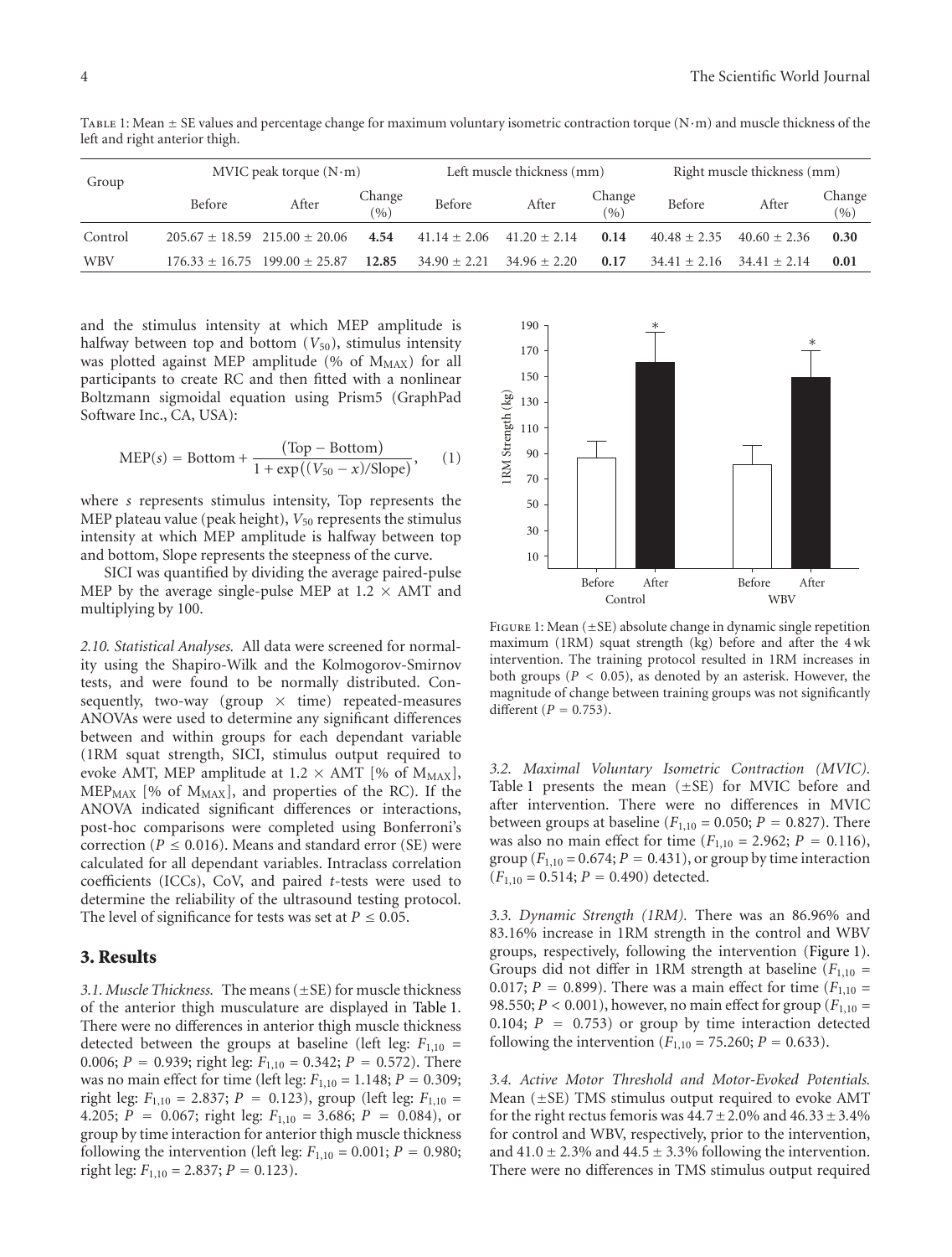Table 1: Mean ± SE values and percentage change for maximum voluntary isometric contraction torque (N·m) and muscle thickness of the left and right anterior thigh.

| Group | MVIC peak torque (N·m) | | | Left muscle thickness (mm) | | | Right muscle thickness (mm) | | |
|---|---|---|---|---|---|---|---|---|---|
| | Before | After | Change (%) | Before | After | Change (%) | Before | After | Change (%) |
| Control | 205.67 ± 18.59 | 215.00 ± 20.06 | **4.54** | 41.14 ± 2.06 | 41.20 ± 2.14 | **0.14** | 40.48 ± 2.35 | 40.60 ± 2.36 | **0.30** |
| WBV | 176.33 ± 16.75 | 199.00 ± 25.87 | **12.85** | 34.90 ± 2.21 | 34.96 ± 2.20 | **0.17** | 34.41 ± 2.16 | 34.41 ± 2.14 | **0.01** |

and the stimulus intensity at which MEP amplitude is halfway between top and bottom ($V_{50}$), stimulus intensity was plotted against MEP amplitude (% of $M_{MAX}$) for all participants to create RC and then fitted with a nonlinear Boltzmann sigmoidal equation using Prism5 (GraphPad Software Inc., CA, USA):

$$\text{MEP}(s) = \text{Bottom} + \frac{(\text{Top} - \text{Bottom})}{1 + \exp((V_{50} - x)/\text{Slope})}, \quad (1)$$

where $s$ represents stimulus intensity, Top represents the MEP plateau value (peak height), $V_{50}$ represents the stimulus intensity at which MEP amplitude is halfway between top and bottom, Slope represents the steepness of the curve.

SICI was quantified by dividing the average paired-pulse MEP by the average single-pulse MEP at 1.2 × AMT and multiplying by 100.

*2.10. Statistical Analyses.* All data were screened for normality using the Shapiro-Wilk and the Kolmogorov-Smirnov tests, and were found to be normally distributed. Consequently, two-way (group × time) repeated-measures ANOVAs were used to determine any significant differences between and within groups for each dependant variable (1RM squat strength, SICI, stimulus output required to evoke AMT, MEP amplitude at 1.2 × AMT [% of $M_{MAX}$], $MEP_{MAX}$ [% of $M_{MAX}$], and properties of the RC). If the ANOVA indicated significant differences or interactions, post-hoc comparisons were completed using Bonferroni's correction ($P \leq 0.016$). Means and standard error (SE) were calculated for all dependant variables. Intraclass correlation coefficients (ICCs), CoV, and paired $t$-tests were used to determine the reliability of the ultrasound testing protocol. The level of significance for tests was set at $P \leq 0.05$.

## 3. Results

*3.1. Muscle Thickness.* The means (±SE) for muscle thickness of the anterior thigh musculature are displayed in Table 1. There were no differences in anterior thigh muscle thickness detected between the groups at baseline (left leg: $F_{1,10}$ = 0.006; $P$ = 0.939; right leg: $F_{1,10}$ = 0.342; $P$ = 0.572). There was no main effect for time (left leg: $F_{1,10}$ = 1.148; $P$ = 0.309; right leg: $F_{1,10}$ = 2.837; $P$ = 0.123), group (left leg: $F_{1,10}$ = 4.205; $P$ = 0.067; right leg: $F_{1,10}$ = 3.686; $P$ = 0.084), or group by time interaction for anterior thigh muscle thickness following the intervention (left leg: $F_{1,10}$ = 0.001; $P$ = 0.980; right leg: $F_{1,10}$ = 2.837; $P$ = 0.123).

Figure 1: Mean (±SE) absolute change in dynamic single repetition maximum (1RM) squat strength (kg) before and after the 4 wk intervention. The training protocol resulted in 1RM increases in both groups ($P$ < 0.05), as denoted by an asterisk. However, the magnitude of change between training groups was not significantly different ($P$ = 0.753).

*3.2. Maximal Voluntary Isometric Contraction (MVIC).* Table 1 presents the mean (±SE) for MVIC before and after intervention. There were no differences in MVIC between groups at baseline ($F_{1,10}$ = 0.050; $P$ = 0.827). There was also no main effect for time ($F_{1,10}$ = 2.962; $P$ = 0.116), group ($F_{1,10}$ = 0.674; $P$ = 0.431), or group by time interaction ($F_{1,10}$ = 0.514; $P$ = 0.490) detected.

*3.3. Dynamic Strength (1RM).* There was an 86.96% and 83.16% increase in 1RM strength in the control and WBV groups, respectively, following the intervention (Figure 1). Groups did not differ in 1RM strength at baseline ($F_{1,10}$ = 0.017; $P$ = 0.899). There was a main effect for time ($F_{1,10}$ = 98.550; $P$ < 0.001), however, no main effect for group ($F_{1,10}$ = 0.104; $P$ = 0.753) or group by time interaction detected following the intervention ($F_{1,10}$ = 75.260; $P$ = 0.633).

*3.4. Active Motor Threshold and Motor-Evoked Potentials.* Mean (±SE) TMS stimulus output required to evoke AMT for the right rectus femoris was 44.7 ± 2.0% and 46.33 ± 3.4% for control and WBV, respectively, prior to the intervention, and 41.0 ± 2.3% and 44.5 ± 3.3% following the intervention. There were no differences in TMS stimulus output required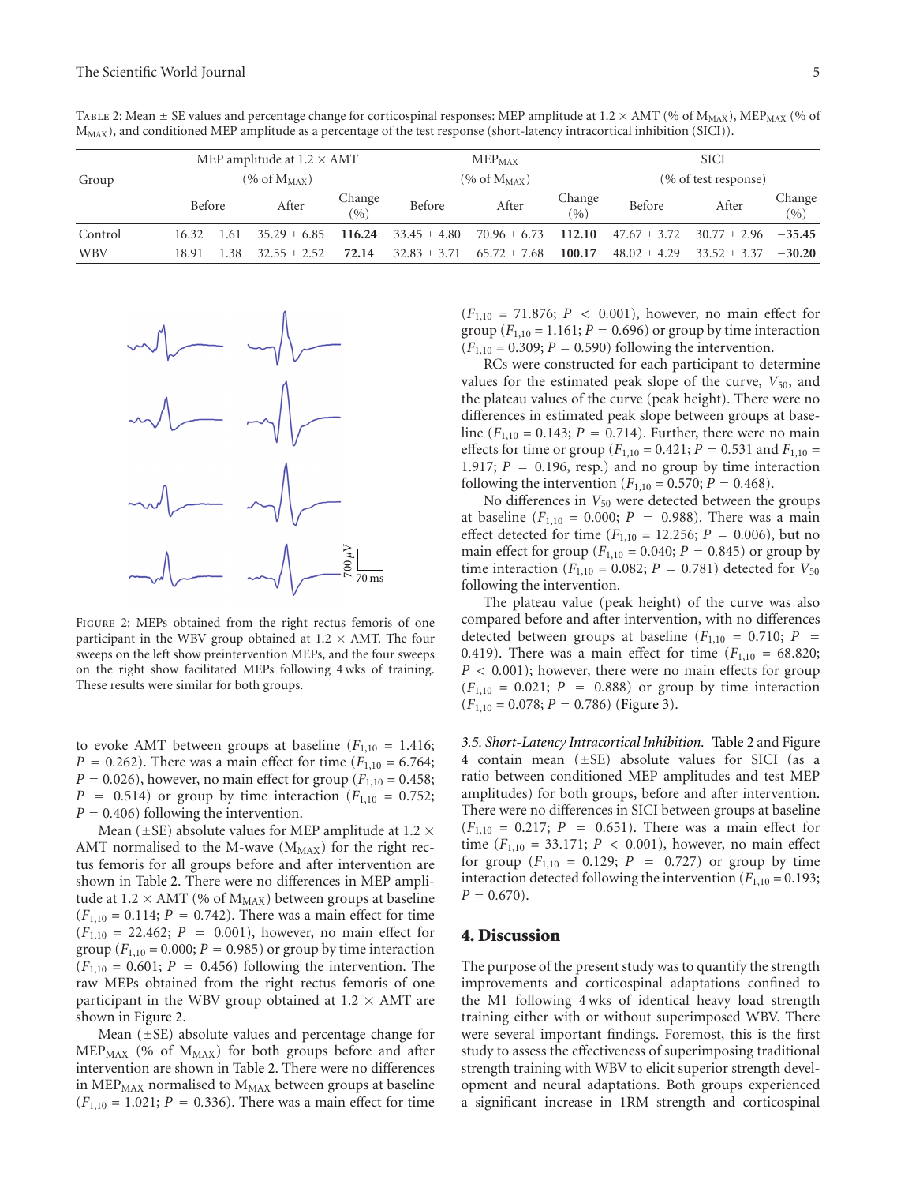Table 2: Mean ± SE values and percentage change for corticospinal responses: MEP amplitude at 1.2 × AMT (% of $M_{MAX}$), $MEP_{MAX}$ (% of $M_{MAX}$), and conditioned MEP amplitude as a percentage of the test response (short-latency intracortical inhibition (SICI)).

| Group | MEP amplitude at 1.2 × AMT (% of $M_{MAX}$) | | | $MEP_{MAX}$ (% of $M_{MAX}$) | | | SICI (% of test response) | | |
|---|---|---|---|---|---|---|---|---|---|
| | Before | After | Change (%) | Before | After | Change (%) | Before | After | Change (%) |
| Control | 16.32 ± 1.61 | 35.29 ± 6.85 | **116.24** | 33.45 ± 4.80 | 70.96 ± 6.73 | **112.10** | 47.67 ± 3.72 | 30.77 ± 2.96 | **−35.45** |
| WBV | 18.91 ± 1.38 | 32.55 ± 2.52 | **72.14** | 32.83 ± 3.71 | 65.72 ± 7.68 | **100.17** | 48.02 ± 4.29 | 33.52 ± 3.37 | **−30.20** |

Figure 2: MEPs obtained from the right rectus femoris of one participant in the WBV group obtained at 1.2 × AMT. The four sweeps on the left show preintervention MEPs, and the four sweeps on the right show facilitated MEPs following 4 wks of training. These results were similar for both groups.

to evoke AMT between groups at baseline ($F_{1,10}$ = 1.416; $P$ = 0.262). There was a main effect for time ($F_{1,10}$ = 6.764; $P$ = 0.026), however, no main effect for group ($F_{1,10}$ = 0.458; $P$ = 0.514) or group by time interaction ($F_{1,10}$ = 0.752; $P$ = 0.406) following the intervention.

Mean (±SE) absolute values for MEP amplitude at 1.2 × AMT normalised to the M-wave ($M_{MAX}$) for the right rectus femoris for all groups before and after intervention are shown in Table 2. There were no differences in MEP amplitude at 1.2 × AMT (% of $M_{MAX}$) between groups at baseline ($F_{1,10}$ = 0.114; $P$ = 0.742). There was a main effect for time ($F_{1,10}$ = 22.462; $P$ = 0.001), however, no main effect for group ($F_{1,10}$ = 0.000; $P$ = 0.985) or group by time interaction ($F_{1,10}$ = 0.601; $P$ = 0.456) following the intervention. The raw MEPs obtained from the right rectus femoris of one participant in the WBV group obtained at 1.2 × AMT are shown in Figure 2.

Mean (±SE) absolute values and percentage change for $MEP_{MAX}$ (% of $M_{MAX}$) for both groups before and after intervention are shown in Table 2. There were no differences in $MEP_{MAX}$ normalised to $M_{MAX}$ between groups at baseline ($F_{1,10}$ = 1.021; $P$ = 0.336). There was a main effect for time ($F_{1,10}$ = 71.876; $P$ < 0.001), however, no main effect for group ($F_{1,10}$ = 1.161; $P$ = 0.696) or group by time interaction ($F_{1,10}$ = 0.309; $P$ = 0.590) following the intervention.

RCs were constructed for each participant to determine values for the estimated peak slope of the curve, $V_{50}$, and the plateau values of the curve (peak height). There were no differences in estimated peak slope between groups at baseline ($F_{1,10}$ = 0.143; $P$ = 0.714). Further, there were no main effects for time or group ($F_{1,10}$ = 0.421; $P$ = 0.531 and $F_{1,10}$ = 1.917; $P$ = 0.196, resp.) and no group by time interaction following the intervention ($F_{1,10}$ = 0.570; $P$ = 0.468).

No differences in $V_{50}$ were detected between the groups at baseline ($F_{1,10}$ = 0.000; $P$ = 0.988). There was a main effect detected for time ($F_{1,10}$ = 12.256; $P$ = 0.006), but no main effect for group ($F_{1,10}$ = 0.040; $P$ = 0.845) or group by time interaction ($F_{1,10}$ = 0.082; $P$ = 0.781) detected for $V_{50}$ following the intervention.

The plateau value (peak height) of the curve was also compared before and after intervention, with no differences detected between groups at baseline ($F_{1,10}$ = 0.710; $P$ = 0.419). There was a main effect for time ($F_{1,10}$ = 68.820; $P$ < 0.001); however, there were no main effects for group ($F_{1,10}$ = 0.021; $P$ = 0.888) or group by time interaction ($F_{1,10}$ = 0.078; $P$ = 0.786) (Figure 3).

*3.5. Short-Latency Intracortical Inhibition.* Table 2 and Figure 4 contain mean (±SE) absolute values for SICI (as a ratio between conditioned MEP amplitudes and test MEP amplitudes) for both groups, before and after intervention. There were no differences in SICI between groups at baseline ($F_{1,10}$ = 0.217; $P$ = 0.651). There was a main effect for time ($F_{1,10}$ = 33.171; $P$ < 0.001), however, no main effect for group ($F_{1,10}$ = 0.129; $P$ = 0.727) or group by time interaction detected following the intervention ($F_{1,10}$ = 0.193; $P$ = 0.670).

## 4. Discussion

The purpose of the present study was to quantify the strength improvements and corticospinal adaptations confined to the M1 following 4 wks of identical heavy load strength training either with or without superimposed WBV. There were several important findings. Foremost, this is the first study to assess the effectiveness of superimposing traditional strength training with WBV to elicit superior strength development and neural adaptations. Both groups experienced a significant increase in 1RM strength and corticospinal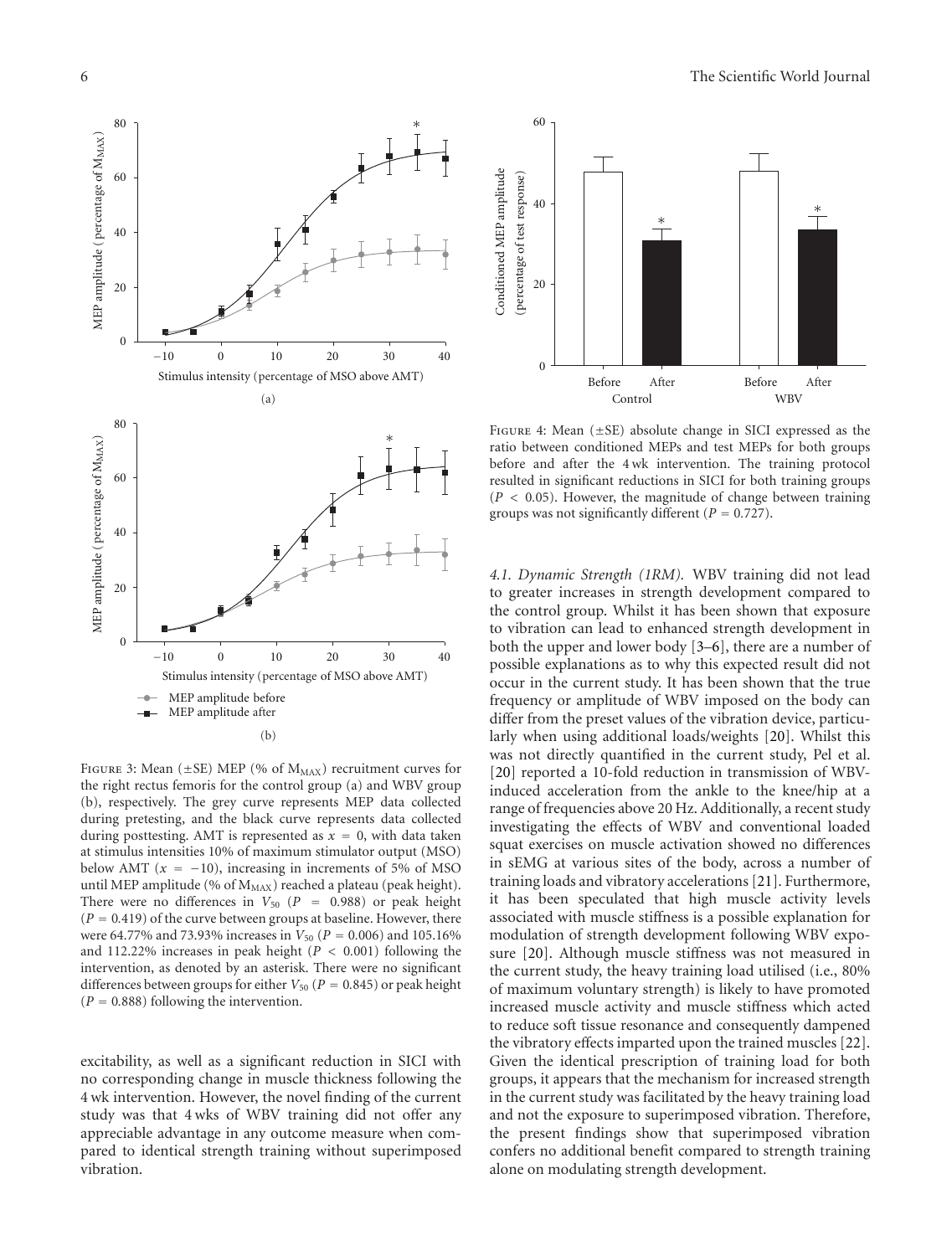Figure 3: Mean (±SE) MEP (% of $M_{MAX}$) recruitment curves for the right rectus femoris for the control group (a) and WBV group (b), respectively. The grey curve represents MEP data collected during pretesting, and the black curve represents data collected during posttesting. AMT is represented as $x = 0$, with data taken at stimulus intensities 10% of maximum stimulator output (MSO) below AMT ($x = -10$), increasing in increments of 5% of MSO until MEP amplitude (% of $M_{MAX}$) reached a plateau (peak height). There were no differences in $V_{50}$ ($P = 0.988$) or peak height ($P = 0.419$) of the curve between groups at baseline. However, there were 64.77% and 73.93% increases in $V_{50}$ ($P = 0.006$) and 105.16% and 112.22% increases in peak height ($P < 0.001$) following the intervention, as denoted by an asterisk. There were no significant differences between groups for either $V_{50}$ ($P = 0.845$) or peak height ($P = 0.888$) following the intervention.

Figure 4: Mean (±SE) absolute change in SICI expressed as the ratio between conditioned MEPs and test MEPs for both groups before and after the 4 wk intervention. The training protocol resulted in significant reductions in SICI for both training groups ($P < 0.05$). However, the magnitude of change between training groups was not significantly different ($P = 0.727$).

excitability, as well as a significant reduction in SICI with no corresponding change in muscle thickness following the 4 wk intervention. However, the novel finding of the current study was that 4 wks of WBV training did not offer any appreciable advantage in any outcome measure when compared to identical strength training without superimposed vibration.

*4.1. Dynamic Strength (1RM).* WBV training did not lead to greater increases in strength development compared to the control group. Whilst it has been shown that exposure to vibration can lead to enhanced strength development in both the upper and lower body [3–6], there are a number of possible explanations as to why this expected result did not occur in the current study. It has been shown that the true frequency or amplitude of WBV imposed on the body can differ from the preset values of the vibration device, particularly when using additional loads/weights [20]. Whilst this was not directly quantified in the current study, Pel et al. [20] reported a 10-fold reduction in transmission of WBV-induced acceleration from the ankle to the knee/hip at a range of frequencies above 20 Hz. Additionally, a recent study investigating the effects of WBV and conventional loaded squat exercises on muscle activation showed no differences in sEMG at various sites of the body, across a number of training loads and vibratory accelerations [21]. Furthermore, it has been speculated that high muscle activity levels associated with muscle stiffness is a possible explanation for modulation of strength development following WBV exposure [20]. Although muscle stiffness was not measured in the current study, the heavy training load utilised (i.e., 80% of maximum voluntary strength) is likely to have promoted increased muscle activity and muscle stiffness which acted to reduce soft tissue resonance and consequently dampened the vibratory effects imparted upon the trained muscles [22]. Given the identical prescription of training load for both groups, it appears that the mechanism for increased strength in the current study was facilitated by the heavy training load and not the exposure to superimposed vibration. Therefore, the present findings show that superimposed vibration confers no additional benefit compared to strength training alone on modulating strength development.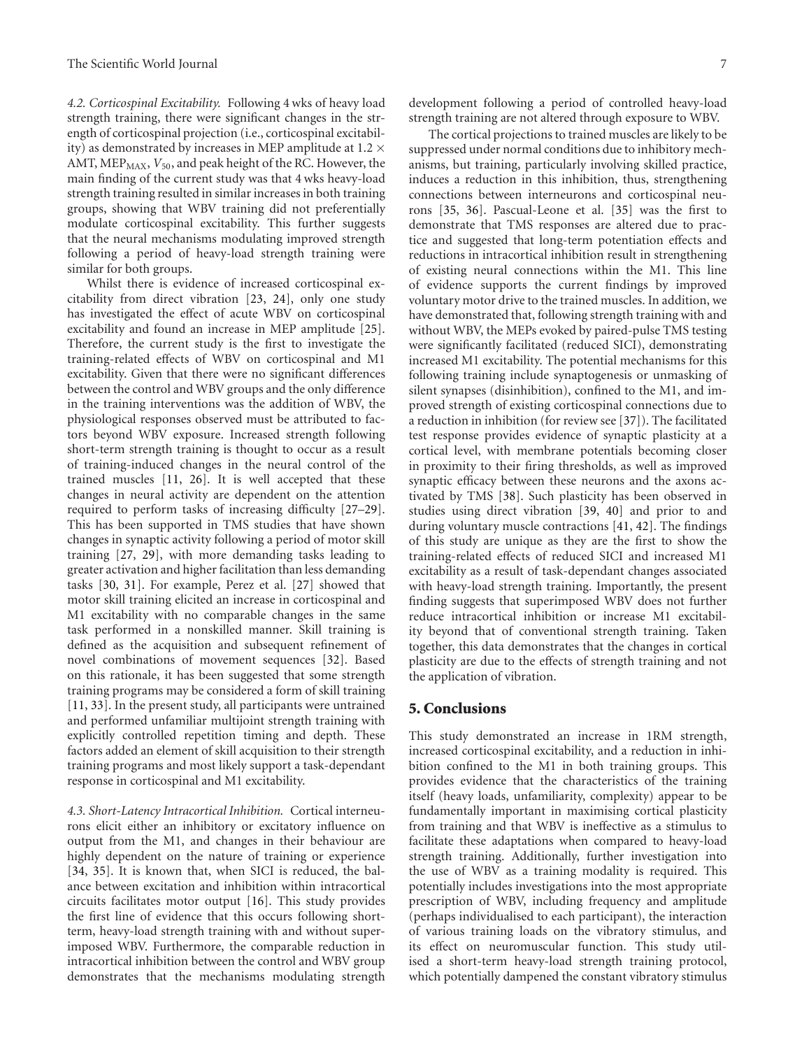*4.2. Corticospinal Excitability.* Following 4 wks of heavy load strength training, there were significant changes in the strength of corticospinal projection (i.e., corticospinal excitability) as demonstrated by increases in MEP amplitude at 1.2 × AMT, $MEP_{MAX}$, $V_{50}$, and peak height of the RC. However, the main finding of the current study was that 4 wks heavy-load strength training resulted in similar increases in both training groups, showing that WBV training did not preferentially modulate corticospinal excitability. This further suggests that the neural mechanisms modulating improved strength following a period of heavy-load strength training were similar for both groups.

Whilst there is evidence of increased corticospinal excitability from direct vibration [23, 24], only one study has investigated the effect of acute WBV on corticospinal excitability and found an increase in MEP amplitude [25]. Therefore, the current study is the first to investigate the training-related effects of WBV on corticospinal and M1 excitability. Given that there were no significant differences between the control and WBV groups and the only difference in the training interventions was the addition of WBV, the physiological responses observed must be attributed to factors beyond WBV exposure. Increased strength following short-term strength training is thought to occur as a result of training-induced changes in the neural control of the trained muscles [11, 26]. It is well accepted that these changes in neural activity are dependent on the attention required to perform tasks of increasing difficulty [27–29]. This has been supported in TMS studies that have shown changes in synaptic activity following a period of motor skill training [27, 29], with more demanding tasks leading to greater activation and higher facilitation than less demanding tasks [30, 31]. For example, Perez et al. [27] showed that motor skill training elicited an increase in corticospinal and M1 excitability with no comparable changes in the same task performed in a nonskilled manner. Skill training is defined as the acquisition and subsequent refinement of novel combinations of movement sequences [32]. Based on this rationale, it has been suggested that some strength training programs may be considered a form of skill training [11, 33]. In the present study, all participants were untrained and performed unfamiliar multijoint strength training with explicitly controlled repetition timing and depth. These factors added an element of skill acquisition to their strength training programs and most likely support a task-dependant response in corticospinal and M1 excitability.

*4.3. Short-Latency Intracortical Inhibition.* Cortical interneurons elicit either an inhibitory or excitatory influence on output from the M1, and changes in their behaviour are highly dependent on the nature of training or experience [34, 35]. It is known that, when SICI is reduced, the balance between excitation and inhibition within intracortical circuits facilitates motor output [16]. This study provides the first line of evidence that this occurs following short-term, heavy-load strength training with and without superimposed WBV. Furthermore, the comparable reduction in intracortical inhibition between the control and WBV group demonstrates that the mechanisms modulating strength development following a period of controlled heavy-load strength training are not altered through exposure to WBV.

The cortical projections to trained muscles are likely to be suppressed under normal conditions due to inhibitory mechanisms, but training, particularly involving skilled practice, induces a reduction in this inhibition, thus, strengthening connections between interneurons and corticospinal neurons [35, 36]. Pascual-Leone et al. [35] was the first to demonstrate that TMS responses are altered due to practice and suggested that long-term potentiation effects and reductions in intracortical inhibition result in strengthening of existing neural connections within the M1. This line of evidence supports the current findings by improved voluntary motor drive to the trained muscles. In addition, we have demonstrated that, following strength training with and without WBV, the MEPs evoked by paired-pulse TMS testing were significantly facilitated (reduced SICI), demonstrating increased M1 excitability. The potential mechanisms for this following training include synaptogenesis or unmasking of silent synapses (disinhibition), confined to the M1, and improved strength of existing corticospinal connections due to a reduction in inhibition (for review see [37]). The facilitated test response provides evidence of synaptic plasticity at a cortical level, with membrane potentials becoming closer in proximity to their firing thresholds, as well as improved synaptic efficacy between these neurons and the axons activated by TMS [38]. Such plasticity has been observed in studies using direct vibration [39, 40] and prior to and during voluntary muscle contractions [41, 42]. The findings of this study are unique as they are the first to show the training-related effects of reduced SICI and increased M1 excitability as a result of task-dependant changes associated with heavy-load strength training. Importantly, the present finding suggests that superimposed WBV does not further reduce intracortical inhibition or increase M1 excitability beyond that of conventional strength training. Taken together, this data demonstrates that the changes in cortical plasticity are due to the effects of strength training and not the application of vibration.

## 5. Conclusions

This study demonstrated an increase in 1RM strength, increased corticospinal excitability, and a reduction in inhibition confined to the M1 in both training groups. This provides evidence that the characteristics of the training itself (heavy loads, unfamiliarity, complexity) appear to be fundamentally important in maximising cortical plasticity from training and that WBV is ineffective as a stimulus to facilitate these adaptations when compared to heavy-load strength training. Additionally, further investigation into the use of WBV as a training modality is required. This potentially includes investigations into the most appropriate prescription of WBV, including frequency and amplitude (perhaps individualised to each participant), the interaction of various training loads on the vibratory stimulus, and its effect on neuromuscular function. This study utilised a short-term heavy-load strength training protocol, which potentially dampened the constant vibratory stimulus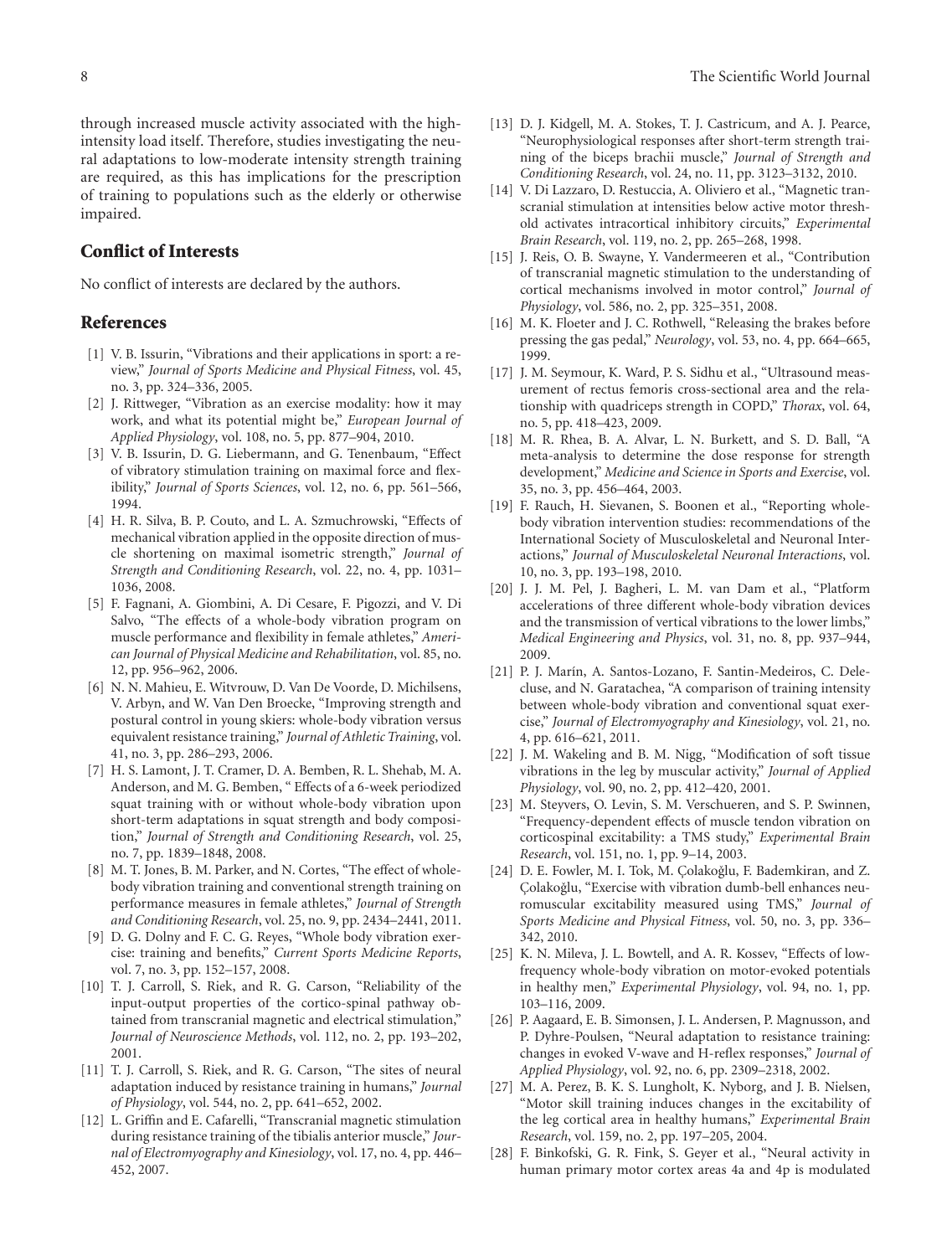through increased muscle activity associated with the high-intensity load itself. Therefore, studies investigating the neural adaptations to low-moderate intensity strength training are required, as this has implications for the prescription of training to populations such as the elderly or otherwise impaired.

## Conflict of Interests

No conflict of interests are declared by the authors.

## References

[1] V. B. Issurin, "Vibrations and their applications in sport: a review," *Journal of Sports Medicine and Physical Fitness*, vol. 45, no. 3, pp. 324–336, 2005.

[2] J. Rittweger, "Vibration as an exercise modality: how it may work, and what its potential might be," *European Journal of Applied Physiology*, vol. 108, no. 5, pp. 877–904, 2010.

[3] V. B. Issurin, D. G. Liebermann, and G. Tenenbaum, "Effect of vibratory stimulation training on maximal force and flexibility," *Journal of Sports Sciences*, vol. 12, no. 6, pp. 561–566, 1994.

[4] H. R. Silva, B. P. Couto, and L. A. Szmuchrowski, "Effects of mechanical vibration applied in the opposite direction of muscle shortening on maximal isometric strength," *Journal of Strength and Conditioning Research*, vol. 22, no. 4, pp. 1031–1036, 2008.

[5] F. Fagnani, A. Giombini, A. Di Cesare, F. Pigozzi, and V. Di Salvo, "The effects of a whole-body vibration program on muscle performance and flexibility in female athletes," *American Journal of Physical Medicine and Rehabilitation*, vol. 85, no. 12, pp. 956–962, 2006.

[6] N. N. Mahieu, E. Witvrouw, D. Van De Voorde, D. Michilsens, V. Arbyn, and W. Van Den Broecke, "Improving strength and postural control in young skiers: whole-body vibration versus equivalent resistance training," *Journal of Athletic Training*, vol. 41, no. 3, pp. 286–293, 2006.

[7] H. S. Lamont, J. T. Cramer, D. A. Bemben, R. L. Shehab, M. A. Anderson, and M. G. Bemben, " Effects of a 6-week periodized squat training with or without whole-body vibration upon short-term adaptations in squat strength and body composition," *Journal of Strength and Conditioning Research*, vol. 25, no. 7, pp. 1839–1848, 2008.

[8] M. T. Jones, B. M. Parker, and N. Cortes, "The effect of whole-body vibration training and conventional strength training on performance measures in female athletes," *Journal of Strength and Conditioning Research*, vol. 25, no. 9, pp. 2434–2441, 2011.

[9] D. G. Dolny and F. C. G. Reyes, "Whole body vibration exercise: training and benefits," *Current Sports Medicine Reports*, vol. 7, no. 3, pp. 152–157, 2008.

[10] T. J. Carroll, S. Riek, and R. G. Carson, "Reliability of the input-output properties of the cortico-spinal pathway obtained from transcranial magnetic and electrical stimulation," *Journal of Neuroscience Methods*, vol. 112, no. 2, pp. 193–202, 2001.

[11] T. J. Carroll, S. Riek, and R. G. Carson, "The sites of neural adaptation induced by resistance training in humans," *Journal of Physiology*, vol. 544, no. 2, pp. 641–652, 2002.

[12] L. Griffin and E. Cafarelli, "Transcranial magnetic stimulation during resistance training of the tibialis anterior muscle," *Journal of Electromyography and Kinesiology*, vol. 17, no. 4, pp. 446–452, 2007.

[13] D. J. Kidgell, M. A. Stokes, T. J. Castricum, and A. J. Pearce, "Neurophysiological responses after short-term strength training of the biceps brachii muscle," *Journal of Strength and Conditioning Research*, vol. 24, no. 11, pp. 3123–3132, 2010.

[14] V. Di Lazzaro, D. Restuccia, A. Oliviero et al., "Magnetic transcranial stimulation at intensities below active motor threshold activates intracortical inhibitory circuits," *Experimental Brain Research*, vol. 119, no. 2, pp. 265–268, 1998.

[15] J. Reis, O. B. Swayne, Y. Vandermeeren et al., "Contribution of transcranial magnetic stimulation to the understanding of cortical mechanisms involved in motor control," *Journal of Physiology*, vol. 586, no. 2, pp. 325–351, 2008.

[16] M. K. Floeter and J. C. Rothwell, "Releasing the brakes before pressing the gas pedal," *Neurology*, vol. 53, no. 4, pp. 664–665, 1999.

[17] J. M. Seymour, K. Ward, P. S. Sidhu et al., "Ultrasound measurement of rectus femoris cross-sectional area and the relationship with quadriceps strength in COPD," *Thorax*, vol. 64, no. 5, pp. 418–423, 2009.

[18] M. R. Rhea, B. A. Alvar, L. N. Burkett, and S. D. Ball, "A meta-analysis to determine the dose response for strength development," *Medicine and Science in Sports and Exercise*, vol. 35, no. 3, pp. 456–464, 2003.

[19] F. Rauch, H. Sievanen, S. Boonen et al., "Reporting whole-body vibration intervention studies: recommendations of the International Society of Musculoskeletal and Neuronal Interactions," *Journal of Musculoskeletal Neuronal Interactions*, vol. 10, no. 3, pp. 193–198, 2010.

[20] J. J. M. Pel, J. Bagheri, L. M. van Dam et al., "Platform accelerations of three different whole-body vibration devices and the transmission of vertical vibrations to the lower limbs," *Medical Engineering and Physics*, vol. 31, no. 8, pp. 937–944, 2009.

[21] P. J. Marín, A. Santos-Lozano, F. Santin-Medeiros, C. Delecluse, and N. Garatachea, "A comparison of training intensity between whole-body vibration and conventional squat exercise," *Journal of Electromyography and Kinesiology*, vol. 21, no. 4, pp. 616–621, 2011.

[22] J. M. Wakeling and B. M. Nigg, "Modification of soft tissue vibrations in the leg by muscular activity," *Journal of Applied Physiology*, vol. 90, no. 2, pp. 412–420, 2001.

[23] M. Steyvers, O. Levin, S. M. Verschueren, and S. P. Swinnen, "Frequency-dependent effects of muscle tendon vibration on corticospinal excitability: a TMS study," *Experimental Brain Research*, vol. 151, no. 1, pp. 9–14, 2003.

[24] D. E. Fowler, M. I. Tok, M. Çolakoğlu, F. Bademkiran, and Z. Çolakoğlu, "Exercise with vibration dumb-bell enhances neuromuscular excitability measured using TMS," *Journal of Sports Medicine and Physical Fitness*, vol. 50, no. 3, pp. 336–342, 2010.

[25] K. N. Mileva, J. L. Bowtell, and A. R. Kossev, "Effects of low-frequency whole-body vibration on motor-evoked potentials in healthy men," *Experimental Physiology*, vol. 94, no. 1, pp. 103–116, 2009.

[26] P. Aagaard, E. B. Simonsen, J. L. Andersen, P. Magnusson, and P. Dyhre-Poulsen, "Neural adaptation to resistance training: changes in evoked V-wave and H-reflex responses," *Journal of Applied Physiology*, vol. 92, no. 6, pp. 2309–2318, 2002.

[27] M. A. Perez, B. K. S. Lungholt, K. Nyborg, and J. B. Nielsen, "Motor skill training induces changes in the excitability of the leg cortical area in healthy humans," *Experimental Brain Research*, vol. 159, no. 2, pp. 197–205, 2004.

[28] F. Binkofski, G. R. Fink, S. Geyer et al., "Neural activity in human primary motor cortex areas 4a and 4p is modulated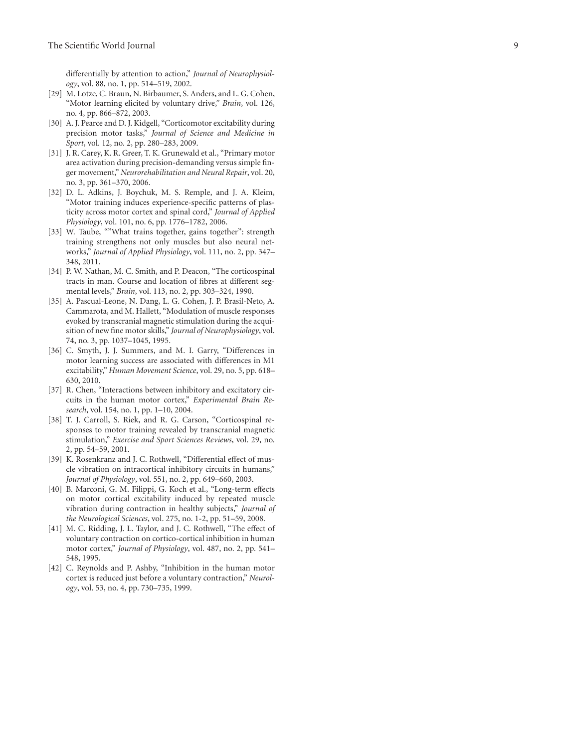differentially by attention to action," *Journal of Neurophysiology*, vol. 88, no. 1, pp. 514–519, 2002.

[29] M. Lotze, C. Braun, N. Birbaumer, S. Anders, and L. G. Cohen, "Motor learning elicited by voluntary drive," *Brain*, vol. 126, no. 4, pp. 866–872, 2003.

[30] A. J. Pearce and D. J. Kidgell, "Corticomotor excitability during precision motor tasks," *Journal of Science and Medicine in Sport*, vol. 12, no. 2, pp. 280–283, 2009.

[31] J. R. Carey, K. R. Greer, T. K. Grunewald et al., "Primary motor area activation during precision-demanding versus simple finger movement," *Neurorehabilitation and Neural Repair*, vol. 20, no. 3, pp. 361–370, 2006.

[32] D. L. Adkins, J. Boychuk, M. S. Remple, and J. A. Kleim, "Motor training induces experience-specific patterns of plasticity across motor cortex and spinal cord," *Journal of Applied Physiology*, vol. 101, no. 6, pp. 1776–1782, 2006.

[33] W. Taube, ""What trains together, gains together": strength training strengthens not only muscles but also neural networks," *Journal of Applied Physiology*, vol. 111, no. 2, pp. 347–348, 2011.

[34] P. W. Nathan, M. C. Smith, and P. Deacon, "The corticospinal tracts in man. Course and location of fibres at different segmental levels," *Brain*, vol. 113, no. 2, pp. 303–324, 1990.

[35] A. Pascual-Leone, N. Dang, L. G. Cohen, J. P. Brasil-Neto, A. Cammarota, and M. Hallett, "Modulation of muscle responses evoked by transcranial magnetic stimulation during the acquisition of new fine motor skills," *Journal of Neurophysiology*, vol. 74, no. 3, pp. 1037–1045, 1995.

[36] C. Smyth, J. J. Summers, and M. I. Garry, "Differences in motor learning success are associated with differences in M1 excitability," *Human Movement Science*, vol. 29, no. 5, pp. 618–630, 2010.

[37] R. Chen, "Interactions between inhibitory and excitatory circuits in the human motor cortex," *Experimental Brain Research*, vol. 154, no. 1, pp. 1–10, 2004.

[38] T. J. Carroll, S. Riek, and R. G. Carson, "Corticospinal responses to motor training revealed by transcranial magnetic stimulation," *Exercise and Sport Sciences Reviews*, vol. 29, no. 2, pp. 54–59, 2001.

[39] K. Rosenkranz and J. C. Rothwell, "Differential effect of muscle vibration on intracortical inhibitory circuits in humans," *Journal of Physiology*, vol. 551, no. 2, pp. 649–660, 2003.

[40] B. Marconi, G. M. Filippi, G. Koch et al., "Long-term effects on motor cortical excitability induced by repeated muscle vibration during contraction in healthy subjects," *Journal of the Neurological Sciences*, vol. 275, no. 1-2, pp. 51–59, 2008.

[41] M. C. Ridding, J. L. Taylor, and J. C. Rothwell, "The effect of voluntary contraction on cortico-cortical inhibition in human motor cortex," *Journal of Physiology*, vol. 487, no. 2, pp. 541–548, 1995.

[42] C. Reynolds and P. Ashby, "Inhibition in the human motor cortex is reduced just before a voluntary contraction," *Neurology*, vol. 53, no. 4, pp. 730–735, 1999.